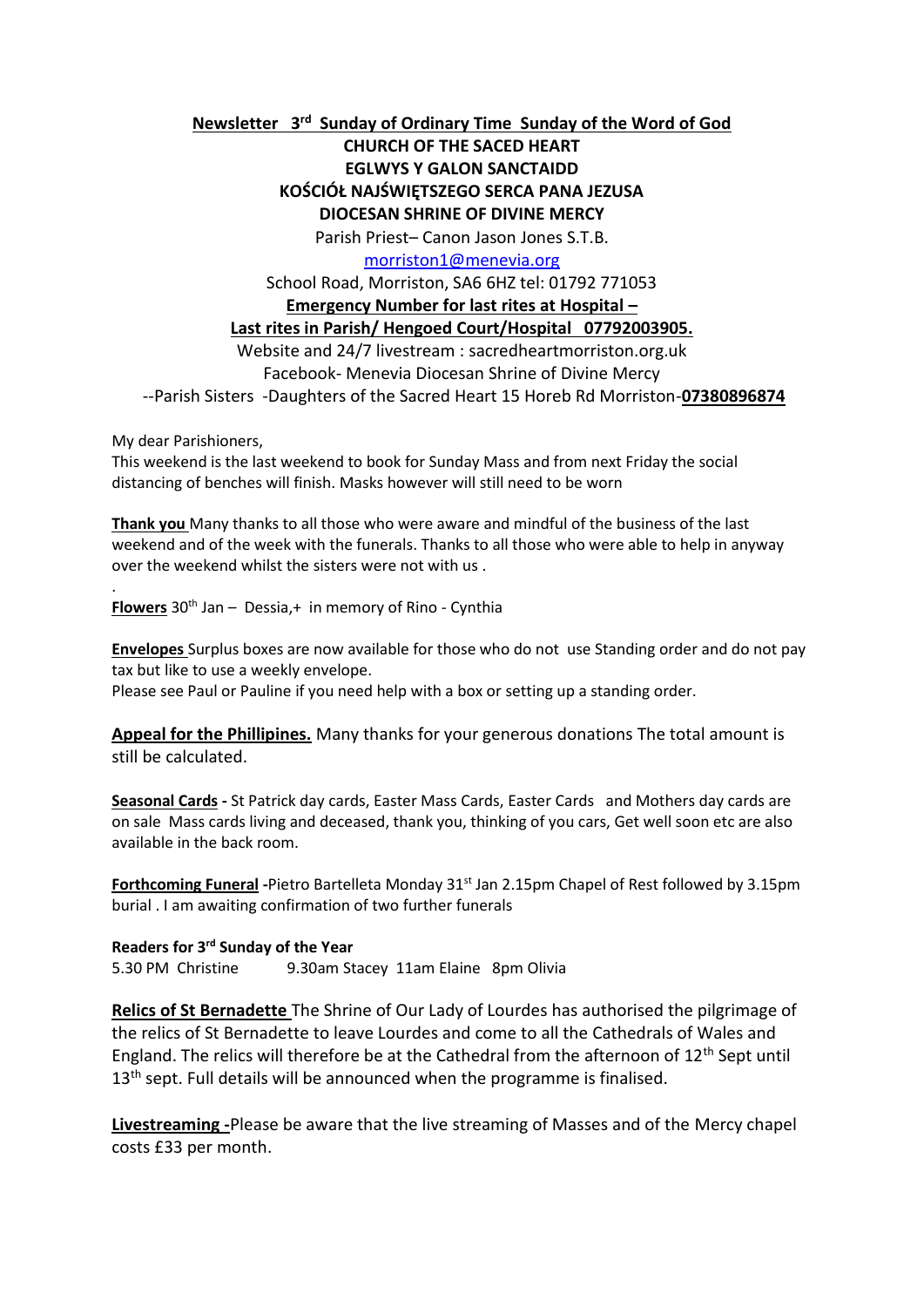**Newsletter 3rd Sunday of Ordinary Time Sunday of the Word of God**

**CHURCH OF THE SACED HEART**

**EGLWYS Y GALON SANCTAIDD**

**KOŚCIÓŁ NAJŚWIĘTSZEGO SERCA PANA JEZUSA**

**DIOCESAN SHRINE OF DIVINE MERCY**

Parish Priest– Canon Jason Jones S.T.B.

morriston1@menevia.org

School Road, Morriston, SA6 6HZ tel: 01792 771053

**Emergency Number for last rites at Hospital –**

**Last rites in Parish/ Hengoed Court/Hospital 07792003905.**

Website and 24/7 livestream : sacredheartmorriston.org.uk

Facebook- Menevia Diocesan Shrine of Divine Mercy

--Parish Sisters -Daughters of the Sacred Heart 15 Horeb Rd Morriston-**07380896874**

My dear Parishioners,
This weekend is the last weekend to book for Sunday Mass and from next Friday the social distancing of benches will finish. Masks however will still need to be worn

**Thank you** Many thanks to all those who were aware and mindful of the business of the last weekend and of the week with the funerals. Thanks to all those who were able to help in anyway over the weekend whilst the sisters were not with us .

.

**Flowers** 30th Jan – Dessia,+ in memory of Rino - Cynthia

**Envelopes** Surplus boxes are now available for those who do not use Standing order and do not pay tax but like to use a weekly envelope.
Please see Paul or Pauline if you need help with a box or setting up a standing order.

**Appeal for the Phillipines.** Many thanks for your generous donations The total amount is still be calculated.

**Seasonal Cards -** St Patrick day cards, Easter Mass Cards, Easter Cards and Mothers day cards are on sale Mass cards living and deceased, thank you, thinking of you cars, Get well soon etc are also available in the back room.

**Forthcoming Funeral -**Pietro Bartelleta Monday 31st Jan 2.15pm Chapel of Rest followed by 3.15pm burial . I am awaiting confirmation of two further funerals

**Readers for 3rd Sunday of the Year**
5.30 PM Christine 9.30am Stacey 11am Elaine 8pm Olivia

**Relics of St Bernadette** The Shrine of Our Lady of Lourdes has authorised the pilgrimage of the relics of St Bernadette to leave Lourdes and come to all the Cathedrals of Wales and England. The relics will therefore be at the Cathedral from the afternoon of 12th Sept until 13th sept. Full details will be announced when the programme is finalised.

**Livestreaming -**Please be aware that the live streaming of Masses and of the Mercy chapel costs £33 per month.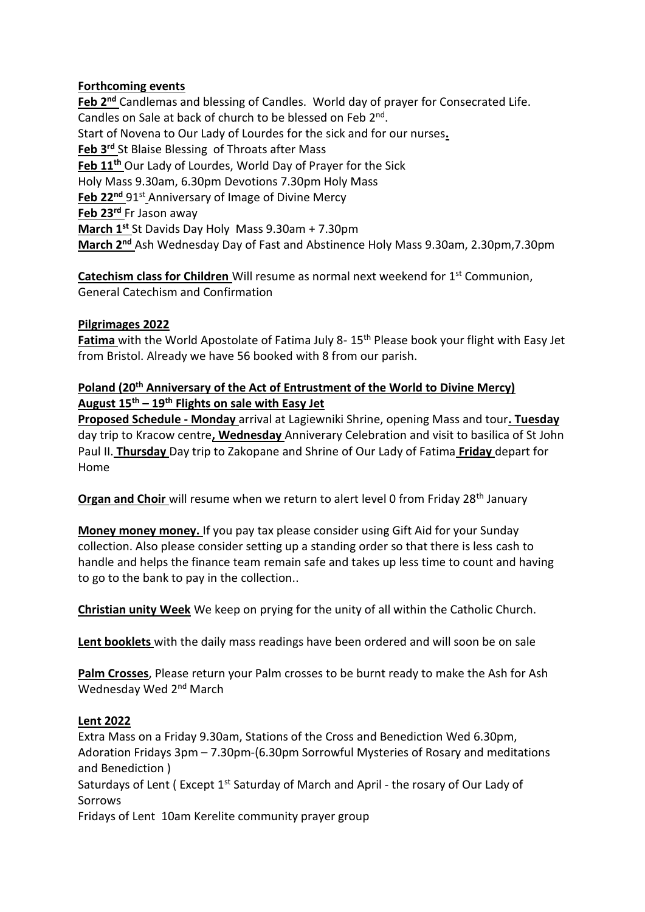**Forthcoming events**

**Feb 2nd** Candlemas and blessing of Candles. World day of prayer for Consecrated Life.
Candles on Sale at back of church to be blessed on Feb 2nd.
Start of Novena to Our Lady of Lourdes for the sick and for our nurses.
**Feb 3rd** St Blaise Blessing of Throats after Mass
**Feb 11th** Our Lady of Lourdes, World Day of Prayer for the Sick
Holy Mass 9.30am, 6.30pm Devotions 7.30pm Holy Mass
**Feb 22nd** 91st Anniversary of Image of Divine Mercy
**Feb 23rd** Fr Jason away
**March 1st** St Davids Day Holy Mass 9.30am + 7.30pm
**March 2nd** Ash Wednesday Day of Fast and Abstinence Holy Mass 9.30am, 2.30pm,7.30pm

**Catechism class for Children** Will resume as normal next weekend for 1st Communion, General Catechism and Confirmation

**Pilgrimages 2022**

**Fatima** with the World Apostolate of Fatima July 8- 15th Please book your flight with Easy Jet from Bristol. Already we have 56 booked with 8 from our parish.

**Poland (20th Anniversary of the Act of Entrustment of the World to Divine Mercy) August 15th – 19th Flights on sale with Easy Jet**

**Proposed Schedule - Monday** arrival at Lagiewniki Shrine, opening Mass and tour**. Tuesday** day trip to Kracow centre**, Wednesday** Anniverary Celebration and visit to basilica of St John Paul II. **Thursday** Day trip to Zakopane and Shrine of Our Lady of Fatima **Friday** depart for Home

**Organ and Choir** will resume when we return to alert level 0 from Friday 28th January

**Money money money.** If you pay tax please consider using Gift Aid for your Sunday collection. Also please consider setting up a standing order so that there is less cash to handle and helps the finance team remain safe and takes up less time to count and having to go to the bank to pay in the collection..

**Christian unity Week** We keep on prying for the unity of all within the Catholic Church.

**Lent booklets** with the daily mass readings have been ordered and will soon be on sale

**Palm Crosses**, Please return your Palm crosses to be burnt ready to make the Ash for Ash Wednesday Wed 2nd March

**Lent 2022**

Extra Mass on a Friday 9.30am, Stations of the Cross and Benediction Wed 6.30pm, Adoration Fridays 3pm – 7.30pm-(6.30pm Sorrowful Mysteries of Rosary and meditations and Benediction )
Saturdays of Lent ( Except 1st Saturday of March and April - the rosary of Our Lady of Sorrows
Fridays of Lent 10am Kerelite community prayer group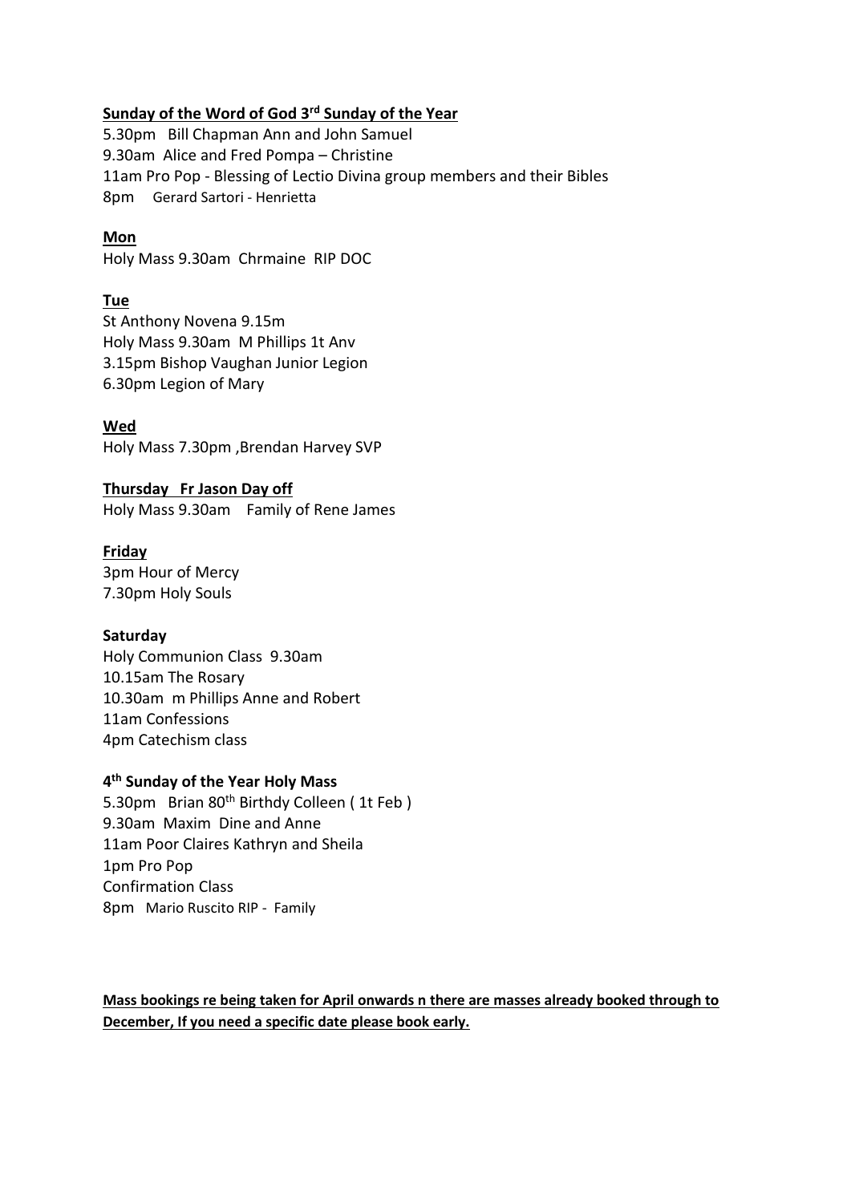**Sunday of the Word of God 3rd Sunday of the Year**

5.30pm Bill Chapman Ann and John Samuel
9.30am Alice and Fred Pompa – Christine
11am Pro Pop - Blessing of Lectio Divina group members and their Bibles
8pm Gerard Sartori - Henrietta

**Mon**

Holy Mass 9.30am Chrmaine RIP DOC

**Tue**

St Anthony Novena 9.15m
Holy Mass 9.30am M Phillips 1t Anv
3.15pm Bishop Vaughan Junior Legion
6.30pm Legion of Mary

**Wed**

Holy Mass 7.30pm ,Brendan Harvey SVP

**Thursday Fr Jason Day off**

Holy Mass 9.30am Family of Rene James

**Friday**

3pm Hour of Mercy
7.30pm Holy Souls

**Saturday**

Holy Communion Class 9.30am
10.15am The Rosary
10.30am m Phillips Anne and Robert
11am Confessions
4pm Catechism class

**4th Sunday of the Year Holy Mass**

5.30pm Brian 80th Birthdy Colleen ( 1t Feb )
9.30am Maxim Dine and Anne
11am Poor Claires Kathryn and Sheila
1pm Pro Pop
Confirmation Class
8pm Mario Ruscito RIP - Family

**Mass bookings re being taken for April onwards n there are masses already booked through to December, If you need a specific date please book early.**